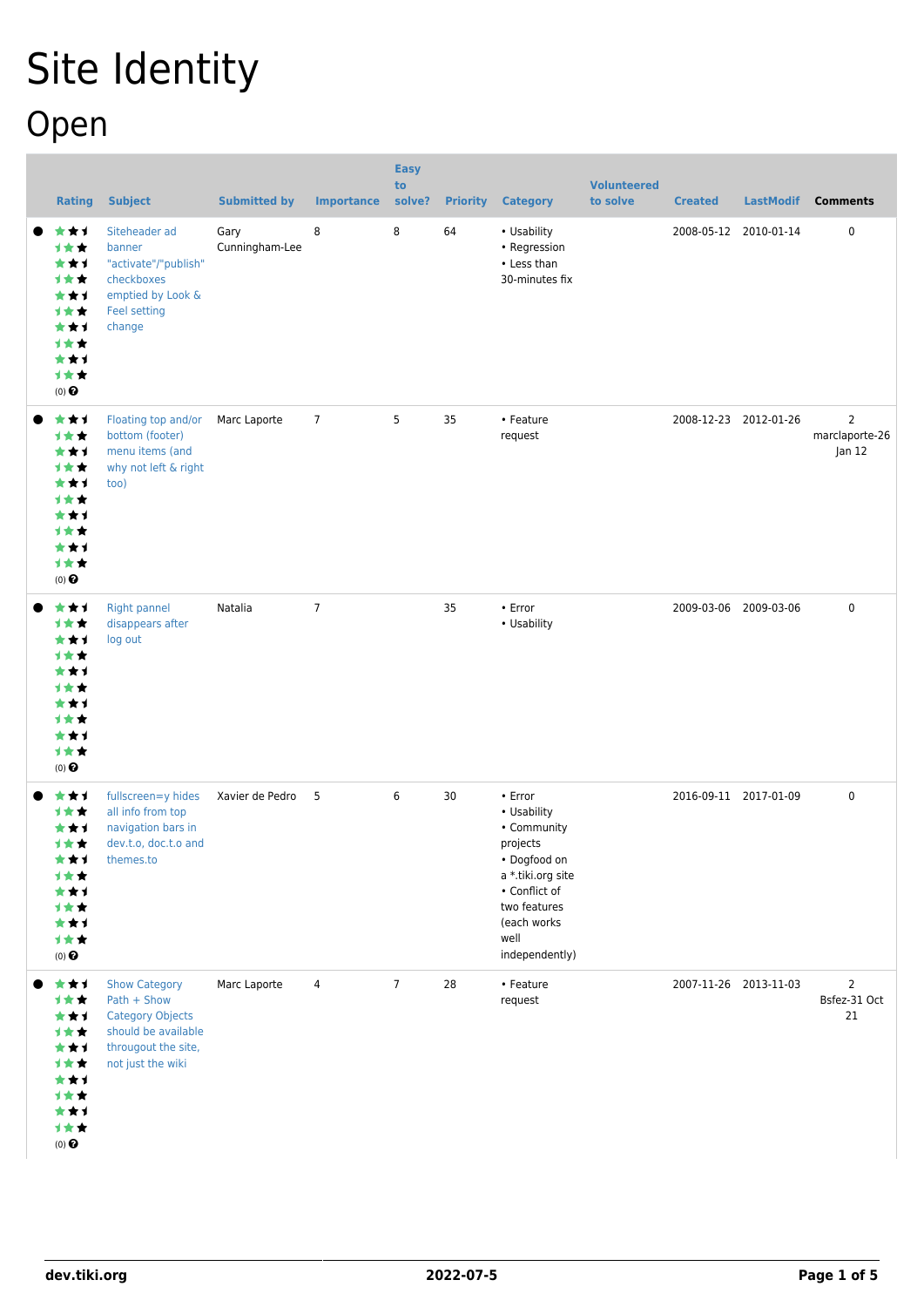# Site Identity

## Open

| | Rating | Subject | Submitted by | Importance | Easy to solve? | Priority | Category | Volunteered to solve | Created | LastModif | Comments |
|---|---|---|---|---|---|---|---|---|---|---|---|
| ● | (0) | Siteheader ad banner "activate"/"publish" checkboxes emptied by Look & Feel setting change | Gary Cunningham-Lee | 8 | 8 | 64 | • Usability • Regression • Less than 30-minutes fix | | 2008-05-12 | 2010-01-14 | 0 |
| ● | (0) | Floating top and/or bottom (footer) menu items (and why not left & right too) | Marc Laporte | 7 | 5 | 35 | • Feature request | | 2008-12-23 | 2012-01-26 | 2 marclaporte-26 Jan 12 |
| ● | (0) | Right pannel disappears after log out | Natalia | 7 | | 35 | • Error • Usability | | 2009-03-06 | 2009-03-06 | 0 |
| ● | (0) | fullscreen=y hides all info from top navigation bars in dev.t.o, doc.t.o and themes.to | Xavier de Pedro | 5 | 6 | 30 | • Error • Usability • Community projects • Dogfood on a *.tiki.org site • Conflict of two features (each works well independently) | | 2016-09-11 | 2017-01-09 | 0 |
| ● | (0) | Show Category Path + Show Category Objects should be available througout the site, not just the wiki | Marc Laporte | 4 | 7 | 28 | • Feature request | | 2007-11-26 | 2013-11-03 | 2 Bsfez-31 Oct 21 |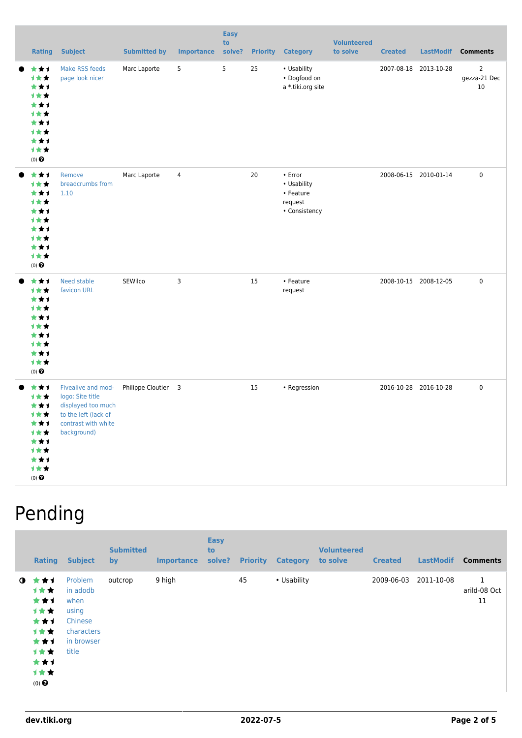| | Rating | Subject | Submitted by | Importance | Easy to solve? | Priority | Category | Volunteered to solve | Created | LastModif | Comments |
|---|---|---|---|---|---|---|---|---|---|---|---|
| ● | (0) | Make RSS feeds page look nicer | Marc Laporte | 5 | 5 | 25 | • Usability • Dogfood on a *.tiki.org site | | 2007-08-18 | 2013-10-28 | 2 gezza-21 Dec 10 |
| ● | (0) | Remove breadcrumbs from 1.10 | Marc Laporte | 4 | | 20 | • Error • Usability • Feature request • Consistency | | 2008-06-15 | 2010-01-14 | 0 |
| ● | (0) | Need stable favicon URL | SEWilco | 3 | | 15 | • Feature request | | 2008-10-15 | 2008-12-05 | 0 |
| ● | (0) | Fivealive and mod-logo: Site title displayed too much to the left (lack of contrast with white background) | Philippe Cloutier | 3 | | 15 | • Regression | | 2016-10-28 | 2016-10-28 | 0 |

# Pending

| | Rating | Subject | Submitted by | Importance | Easy to solve? | Priority | Category | Volunteered to solve | Created | LastModif | Comments |
|---|---|---|---|---|---|---|---|---|---|---|---|
| ◑ | (0) | Problem in adodb when using Chinese characters in browser title | outcrop | 9 high | | 45 | • Usability | | 2009-06-03 | 2011-10-08 | 1 arild-08 Oct 11 |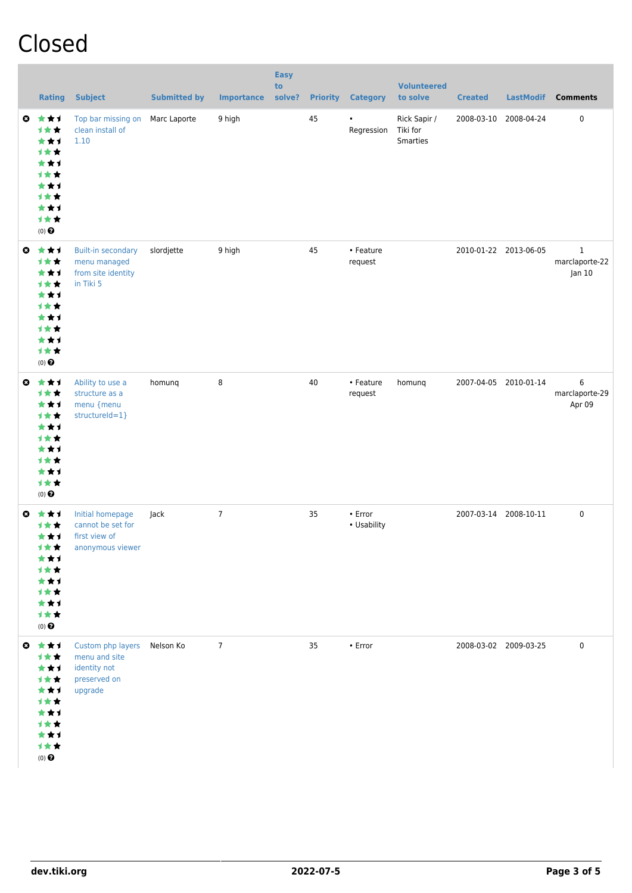# Closed

| | Rating | Subject | Submitted by | Importance | Easy to solve? | Priority | Category | Volunteered to solve | Created | LastModif | Comments |
|---|---|---|---|---|---|---|---|---|---|---|---|
| | (0) | Top bar missing on clean install of 1.10 | Marc Laporte | 9 high | | 45 | • Regression | Rick Sapir / Tiki for Smarties | 2008-03-10 | 2008-04-24 | 0 |
| | (0) | Built-in secondary menu managed from site identity in Tiki 5 | slordjette | 9 high | | 45 | • Feature request | | 2010-01-22 | 2013-06-05 | 1 marclaporte-22 Jan 10 |
| | (0) | Ability to use a structure as a menu {menu structureId=1} | homunq | 8 | | 40 | • Feature request | homunq | 2007-04-05 | 2010-01-14 | 6 marclaporte-29 Apr 09 |
| | (0) | Initial homepage cannot be set for first view of anonymous viewer | Jack | 7 | | 35 | • Error • Usability | | 2007-03-14 | 2008-10-11 | 0 |
| | (0) | Custom php layers menu and site identity not preserved on upgrade | Nelson Ko | 7 | | 35 | • Error | | 2008-03-02 | 2009-03-25 | 0 |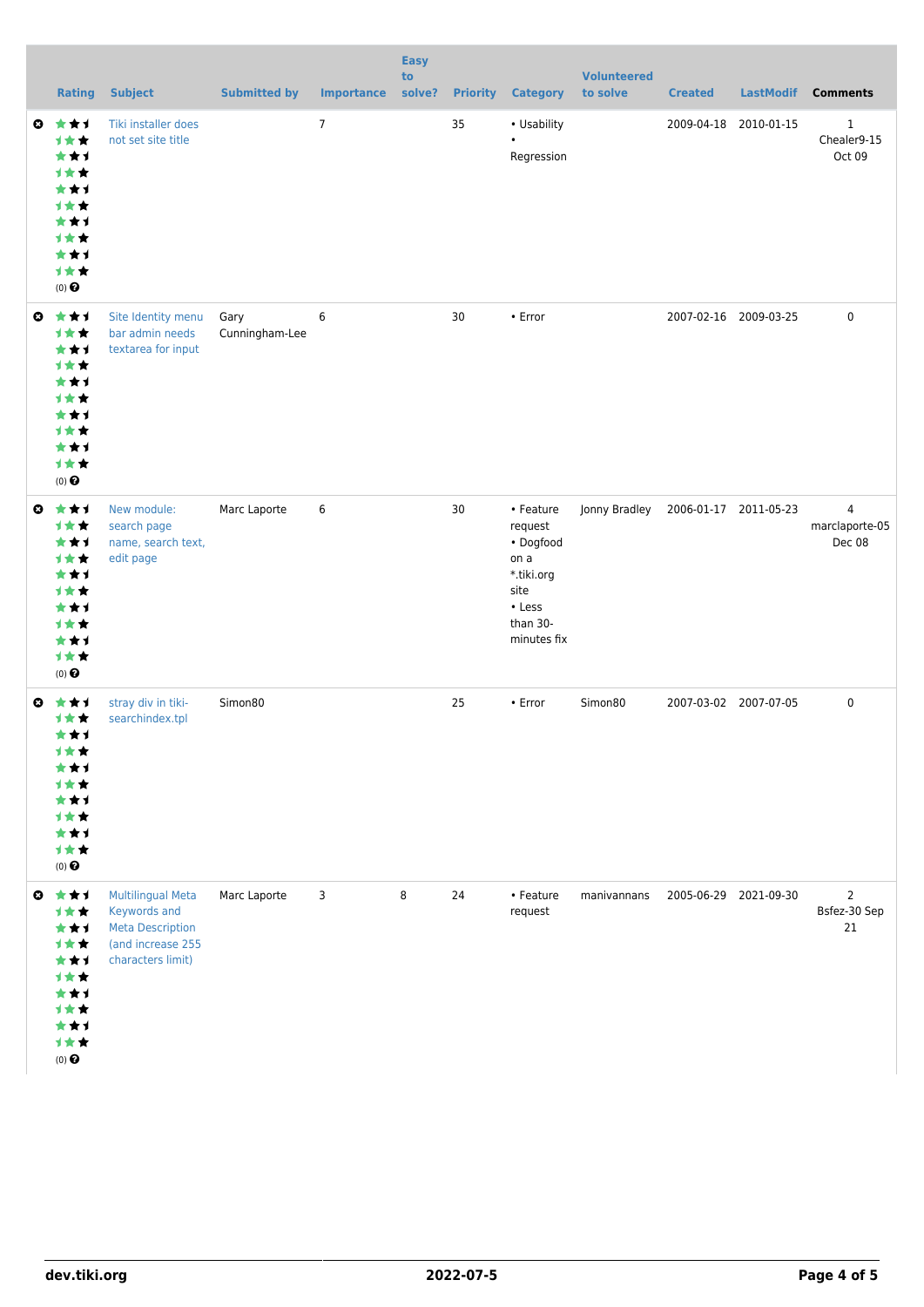| | Rating | Subject | Submitted by | Importance | Easy to solve? | Priority | Category | Volunteered to solve | Created | LastModif | Comments |
|---|---|---|---|---|---|---|---|---|---|---|---|
| | (0) | Tiki installer does not set site title | | 7 | | 35 | • Usability<br>• Regression | | 2009-04-18 | 2010-01-15 | 1 Chealer9-15 Oct 09 |
| | (0) | Site Identity menu bar admin needs textarea for input | Gary Cunningham-Lee | 6 | | 30 | • Error | | 2007-02-16 | 2009-03-25 | 0 |
| | (0) | New module: search page name, search text, edit page | Marc Laporte | 6 | | 30 | • Feature request<br>• Dogfood on a *.tiki.org site<br>• Less than 30-minutes fix | Jonny Bradley | 2006-01-17 | 2011-05-23 | 4 marclaporte-05 Dec 08 |
| | (0) | stray div in tiki-searchindex.tpl | Simon80 | | | 25 | • Error | Simon80 | 2007-03-02 | 2007-07-05 | 0 |
| | (0) | Multilingual Meta Keywords and Meta Description (and increase 255 characters limit) | Marc Laporte | 3 | 8 | 24 | • Feature request | manivannans | 2005-06-29 | 2021-09-30 | 2 Bsfez-30 Sep 21 |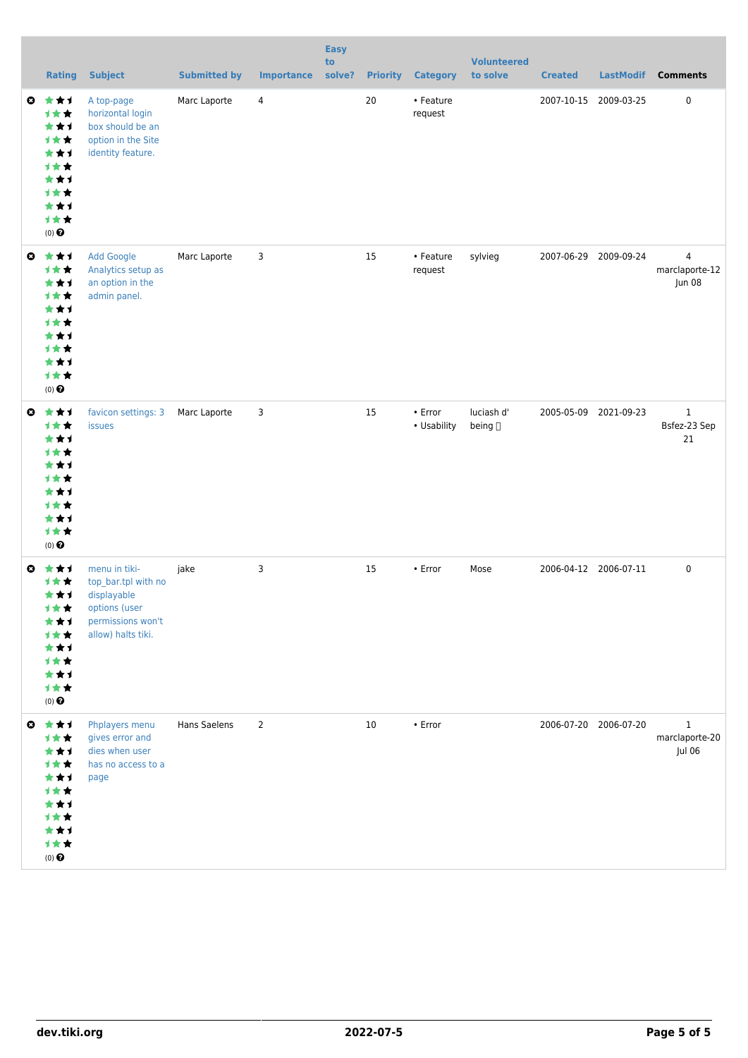| | Rating | Subject | Submitted by | Importance | Easy to solve? | Priority | Category | Volunteered to solve | Created | LastModif | Comments |
|---|---|---|---|---|---|---|---|---|---|---|---|
| | (0) | A top-page horizontal login box should be an option in the Site identity feature. | Marc Laporte | 4 | | 20 | • Feature request | | 2007-10-15 | 2009-03-25 | 0 |
| | (0) | Add Google Analytics setup as an option in the admin panel. | Marc Laporte | 3 | | 15 | • Feature request | sylvieg | 2007-06-29 | 2009-09-24 | 4 marclaporte-12 Jun 08 |
| | (0) | favicon settings: 3 issues | Marc Laporte | 3 | | 15 | • Error • Usability | luciash d' being | 2005-05-09 | 2021-09-23 | 1 Bsfez-23 Sep 21 |
| | (0) | menu in tiki-top_bar.tpl with no displayable options (user permissions won't allow) halts tiki. | jake | 3 | | 15 | • Error | Mose | 2006-04-12 | 2006-07-11 | 0 |
| | (0) | Phplayers menu gives error and dies when user has no access to a page | Hans Saelens | 2 | | 10 | • Error | | 2006-07-20 | 2006-07-20 | 1 marclaporte-20 Jul 06 |